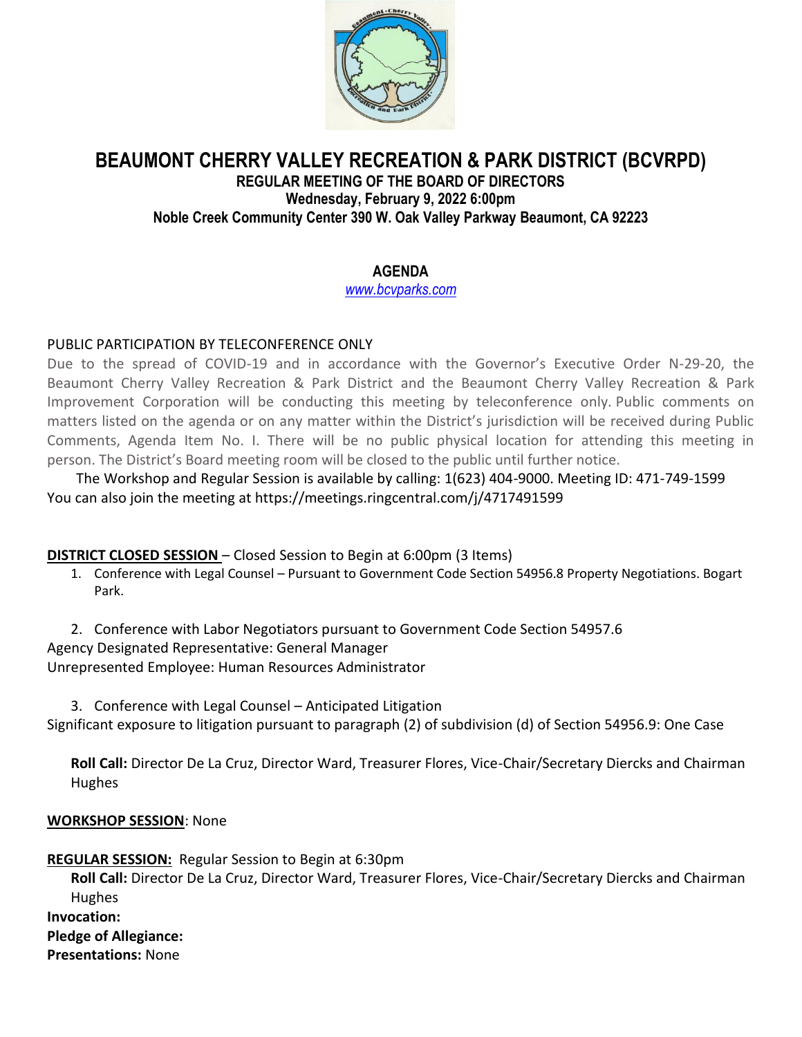# BEAUMONT CHERRY VALLEY RECREATION & PARK DISTRICT (BCVRPD)

**REGULAR MEETING OF THE BOARD OF DIRECTORS**
**Wednesday, February 9, 2022 6:00pm**
**Noble Creek Community Center 390 W. Oak Valley Parkway Beaumont, CA 92223**

## AGENDA

*www.bcvparks.com*

PUBLIC PARTICIPATION BY TELECONFERENCE ONLY

Due to the spread of COVID-19 and in accordance with the Governor's Executive Order N-29-20, the Beaumont Cherry Valley Recreation & Park District and the Beaumont Cherry Valley Recreation & Park Improvement Corporation will be conducting this meeting by teleconference only. Public comments on matters listed on the agenda or on any matter within the District's jurisdiction will be received during Public Comments, Agenda Item No. I. There will be no public physical location for attending this meeting in person. The District's Board meeting room will be closed to the public until further notice.

The Workshop and Regular Session is available by calling: 1(623) 404-9000. Meeting ID: 471-749-1599 You can also join the meeting at https://meetings.ringcentral.com/j/4717491599

**DISTRICT CLOSED SESSION** – Closed Session to Begin at 6:00pm (3 Items)

1. Conference with Legal Counsel – Pursuant to Government Code Section 54956.8 Property Negotiations. Bogart Park.

2. Conference with Labor Negotiators pursuant to Government Code Section 54957.6
Agency Designated Representative: General Manager
Unrepresented Employee: Human Resources Administrator

3. Conference with Legal Counsel – Anticipated Litigation
Significant exposure to litigation pursuant to paragraph (2) of subdivision (d) of Section 54956.9: One Case

**Roll Call:** Director De La Cruz, Director Ward, Treasurer Flores, Vice-Chair/Secretary Diercks and Chairman Hughes

**WORKSHOP SESSION**: None

**REGULAR SESSION:** Regular Session to Begin at 6:30pm

**Roll Call:** Director De La Cruz, Director Ward, Treasurer Flores, Vice-Chair/Secretary Diercks and Chairman Hughes

**Invocation:**

**Pledge of Allegiance:**

**Presentations:** None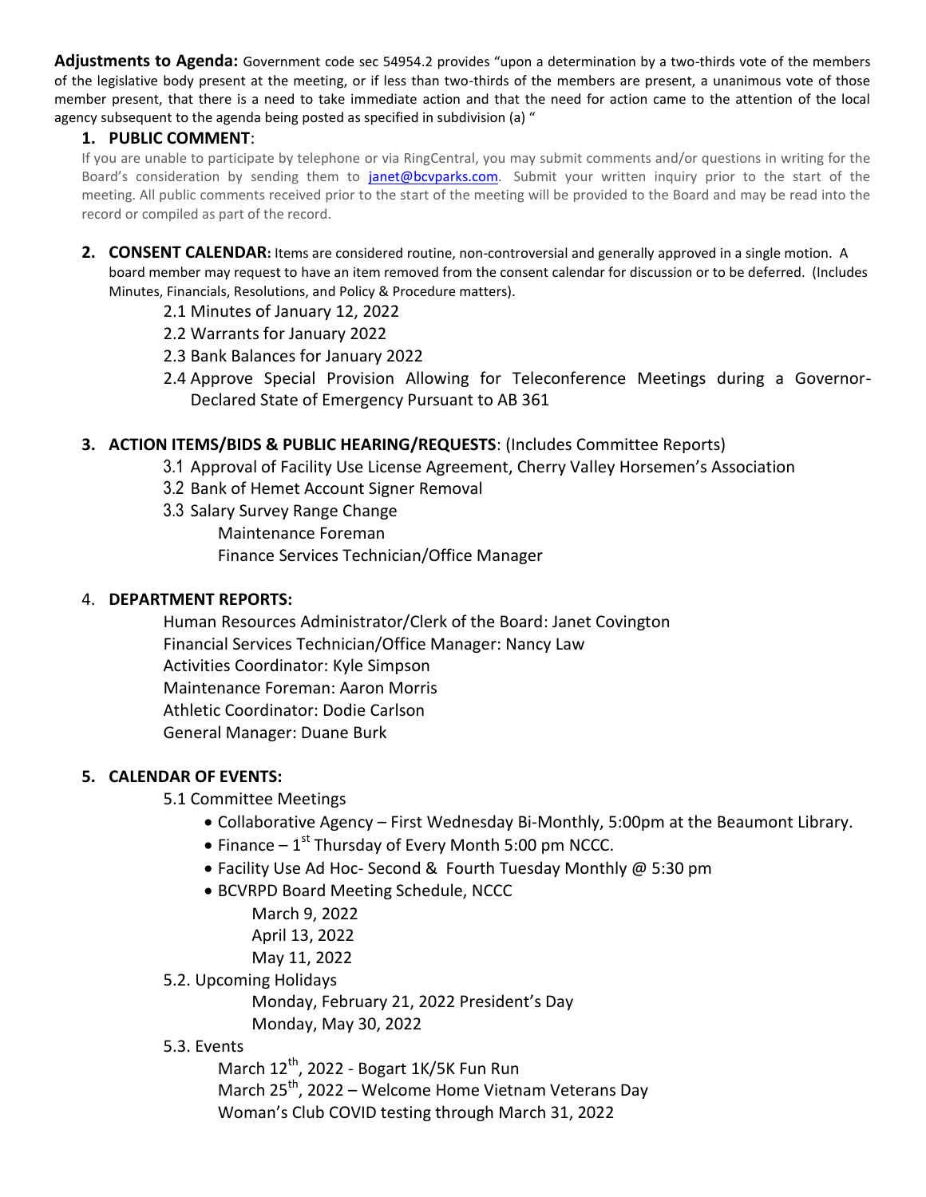**Adjustments to Agenda:** Government code sec 54954.2 provides "upon a determination by a two-thirds vote of the members of the legislative body present at the meeting, or if less than two-thirds of the members are present, a unanimous vote of those member present, that there is a need to take immediate action and that the need for action came to the attention of the local agency subsequent to the agenda being posted as specified in subdivision (a) "

**1. PUBLIC COMMENT**:

If you are unable to participate by telephone or via RingCentral, you may submit comments and/or questions in writing for the Board's consideration by sending them to janet@bcvparks.com. Submit your written inquiry prior to the start of the meeting. All public comments received prior to the start of the meeting will be provided to the Board and may be read into the record or compiled as part of the record.

**2. CONSENT CALENDAR:** Items are considered routine, non-controversial and generally approved in a single motion. A board member may request to have an item removed from the consent calendar for discussion or to be deferred. (Includes Minutes, Financials, Resolutions, and Policy & Procedure matters).

2.1 Minutes of January 12, 2022
2.2 Warrants for January 2022
2.3 Bank Balances for January 2022
2.4 Approve Special Provision Allowing for Teleconference Meetings during a Governor-Declared State of Emergency Pursuant to AB 361

**3. ACTION ITEMS/BIDS & PUBLIC HEARING/REQUESTS**: (Includes Committee Reports)

3.1 Approval of Facility Use License Agreement, Cherry Valley Horsemen's Association
3.2 Bank of Hemet Account Signer Removal
3.3 Salary Survey Range Change
Maintenance Foreman
Finance Services Technician/Office Manager

4. **DEPARTMENT REPORTS:**

Human Resources Administrator/Clerk of the Board: Janet Covington
Financial Services Technician/Office Manager: Nancy Law
Activities Coordinator: Kyle Simpson
Maintenance Foreman: Aaron Morris
Athletic Coordinator: Dodie Carlson
General Manager: Duane Burk

**5. CALENDAR OF EVENTS:**

5.1 Committee Meetings

- Collaborative Agency – First Wednesday Bi-Monthly, 5:00pm at the Beaumont Library.
- Finance – 1st Thursday of Every Month 5:00 pm NCCC.
- Facility Use Ad Hoc- Second & Fourth Tuesday Monthly @ 5:30 pm
- BCVRPD Board Meeting Schedule, NCCC
  - March 9, 2022
  - April 13, 2022
  - May 11, 2022

5.2. Upcoming Holidays

Monday, February 21, 2022 President's Day
Monday, May 30, 2022

5.3. Events

March 12th, 2022 - Bogart 1K/5K Fun Run
March 25th, 2022 – Welcome Home Vietnam Veterans Day
Woman's Club COVID testing through March 31, 2022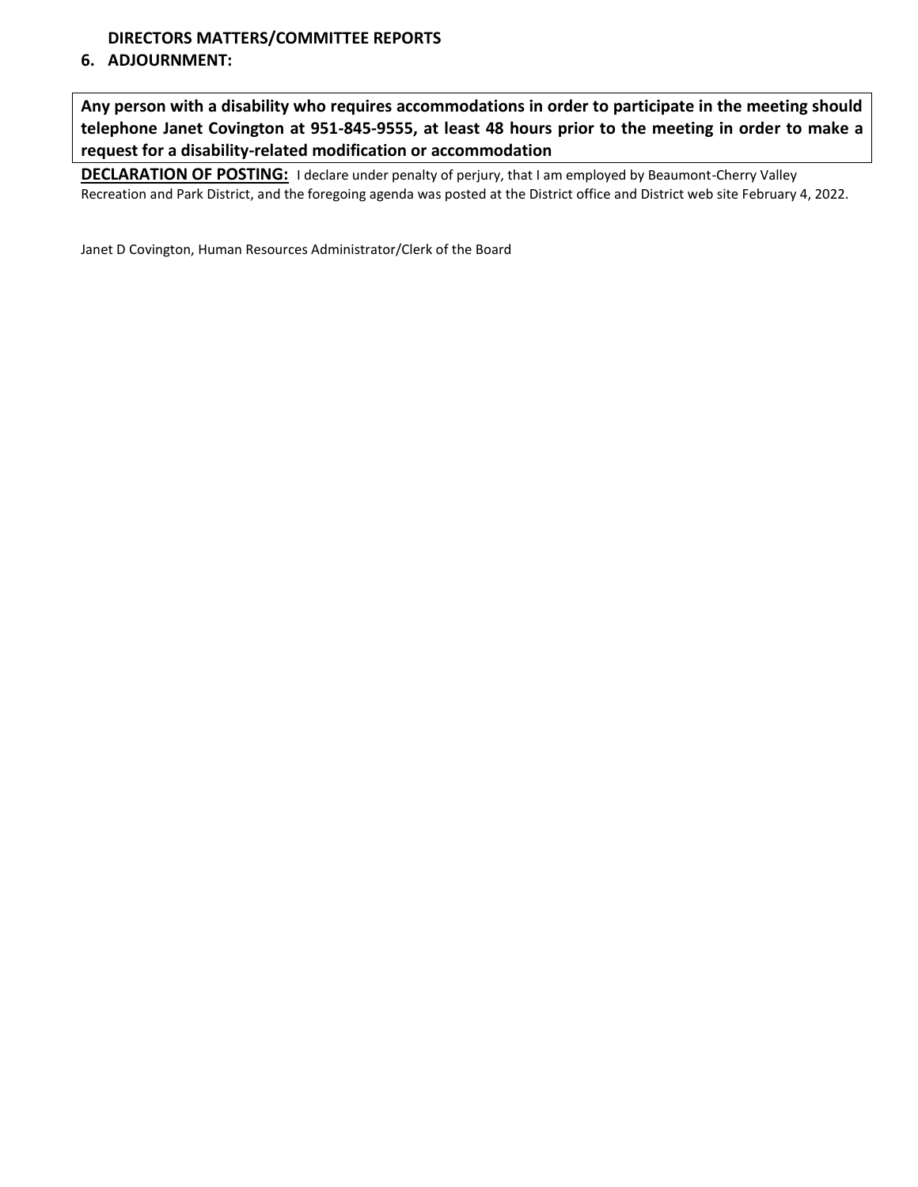**DIRECTORS MATTERS/COMMITTEE REPORTS**

**6. ADJOURNMENT:**

**Any person with a disability who requires accommodations in order to participate in the meeting should telephone Janet Covington at 951-845-9555, at least 48 hours prior to the meeting in order to make a request for a disability-related modification or accommodation**

**DECLARATION OF POSTING:** I declare under penalty of perjury, that I am employed by Beaumont-Cherry Valley Recreation and Park District, and the foregoing agenda was posted at the District office and District web site February 4, 2022.

Janet D Covington, Human Resources Administrator/Clerk of the Board